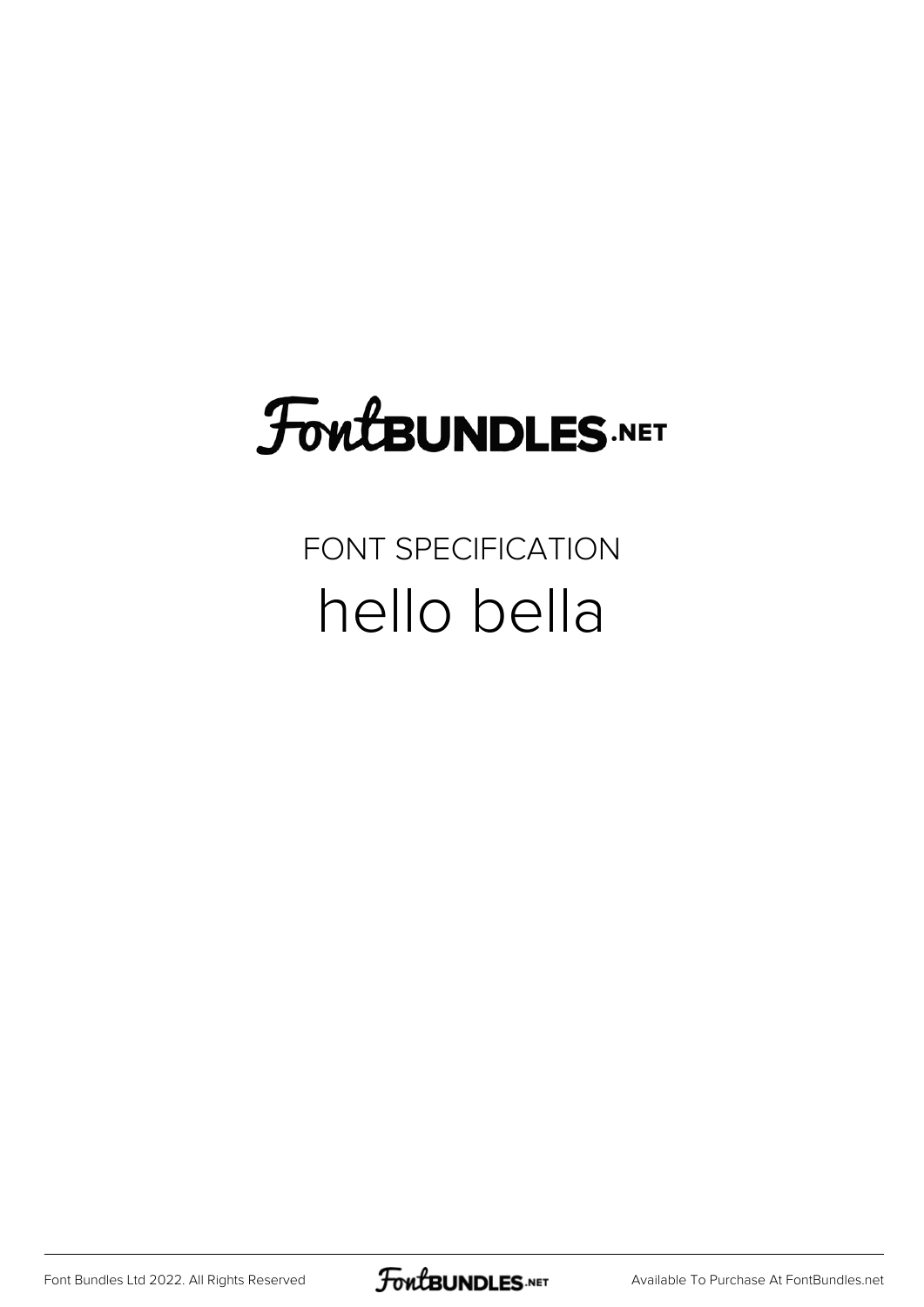FontBUNDLES.NET

FONT SPECIFICATION

# hello bella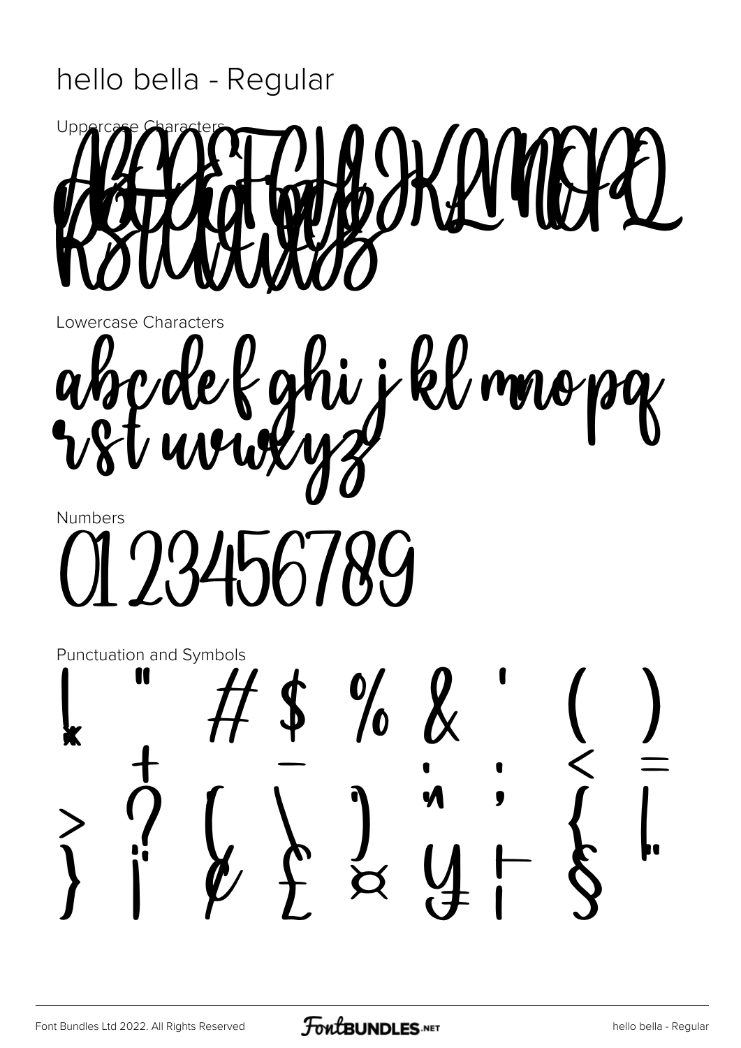# hello bella - Regular

Uppercase Characters

ABCDEFGHIJKLMNOPQ
RSTUVWXYZ

Lowercase Characters

abcdefghijklmnopq
rstuvwxyz

Numbers

0123456789

Punctuation and Symbols

! " # $ % & ' ( )
+ - . : ; < =
> ? [ \ ] ^ _ { |
} ¡ ¢ £ ¤ ¥ ¦ § ¨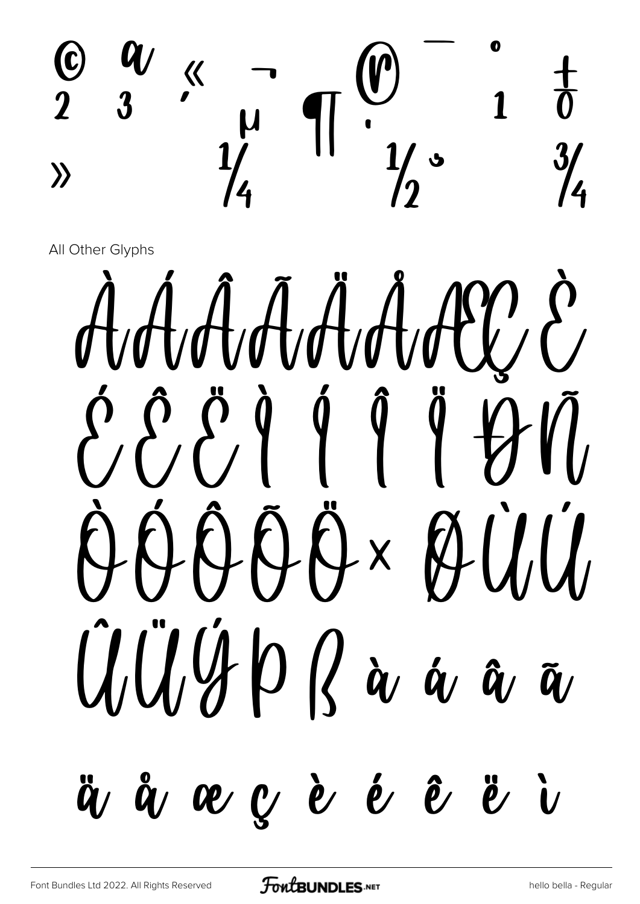© ª « ¬ ® ¯ ° ± ² ³ ´ µ ¶ · ¸ ¹ º » ¼ ½ ¾

All Other Glyphs

À Á Â Ã Ä Å Æ Ç È

É Ê Ë Ì Í Î Ï Ð Ñ

Ò Ó Ô Õ Ö × Ø Ù Ú

Û Ü Ý Þ ß à á â ã

ä å æ ç è é ê ë ì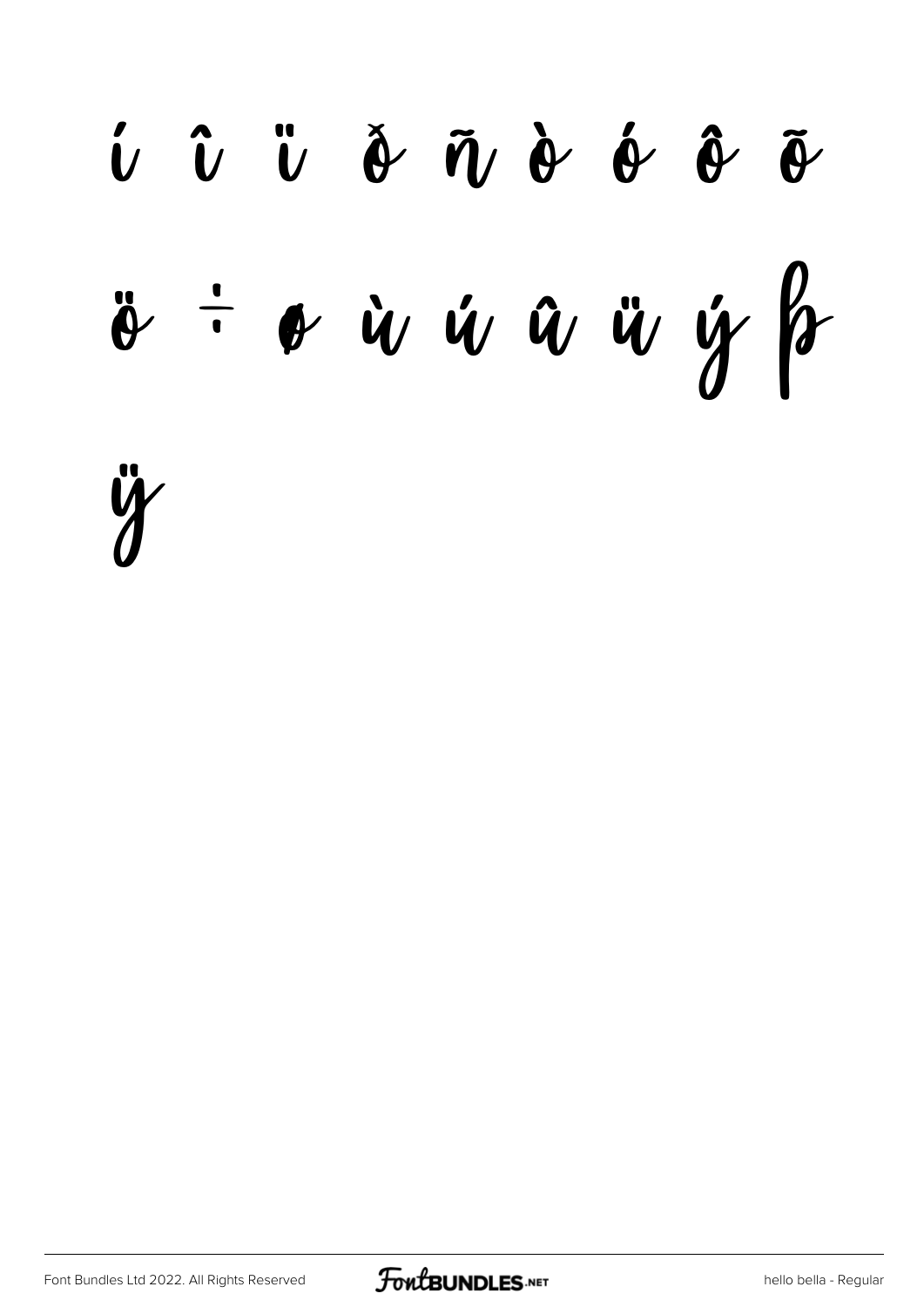í î ï ð ñ ò ó ô õ

ö ÷ ø ù ú û ü ý þ

ÿ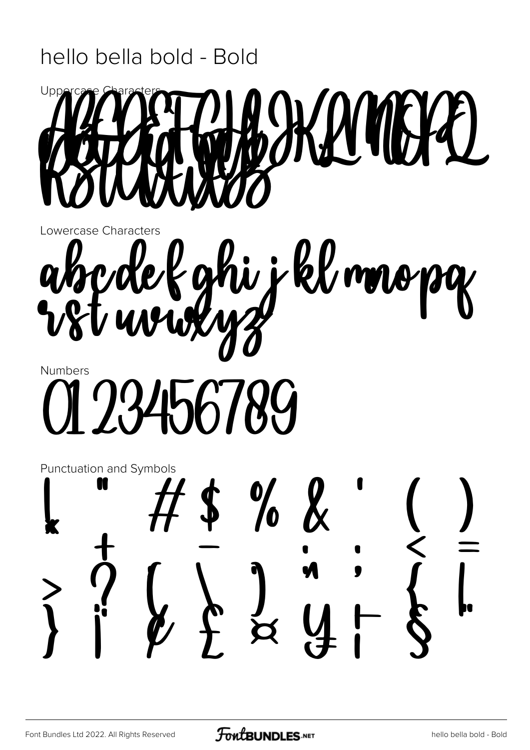# hello bella bold - Bold

Uppercase Characters

ABCDEFGHIJKLMNOPQRSTUVWXYZ

Lowercase Characters

abcdefghijklmnopqrstuvwxyz

Numbers

0123456789

Punctuation and Symbols

! " # $ % & ' ( ) + - . : ; < = > ? [ \ ] ^ _ { | } ¡ ¢ £ ¤ ¥ ¦ § ¨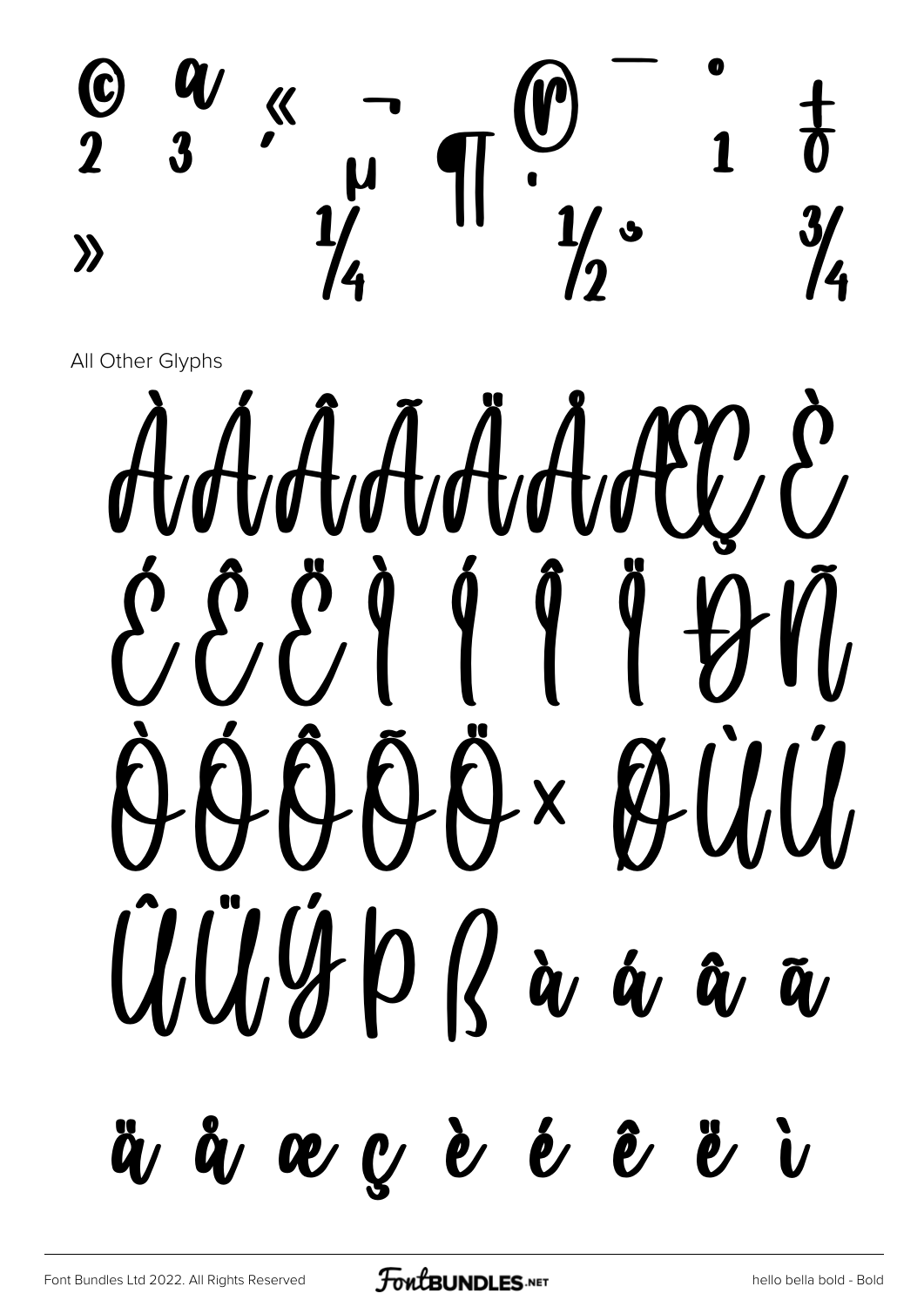© ª « ¬ ® ¯ ° ± ² ³ ´ µ ¶ · ¸ ¹ º » ¼ ½ ¾

All Other Glyphs

À Á Â Ã Ä Å Æ Ç È É Ê Ë Ì Í Î Ï Ð Ñ Ò Ó Ô Õ Ö × Ø Ù Ú Û Ü Ý Þ ß à á â ã ä å æ ç è é ê ë ì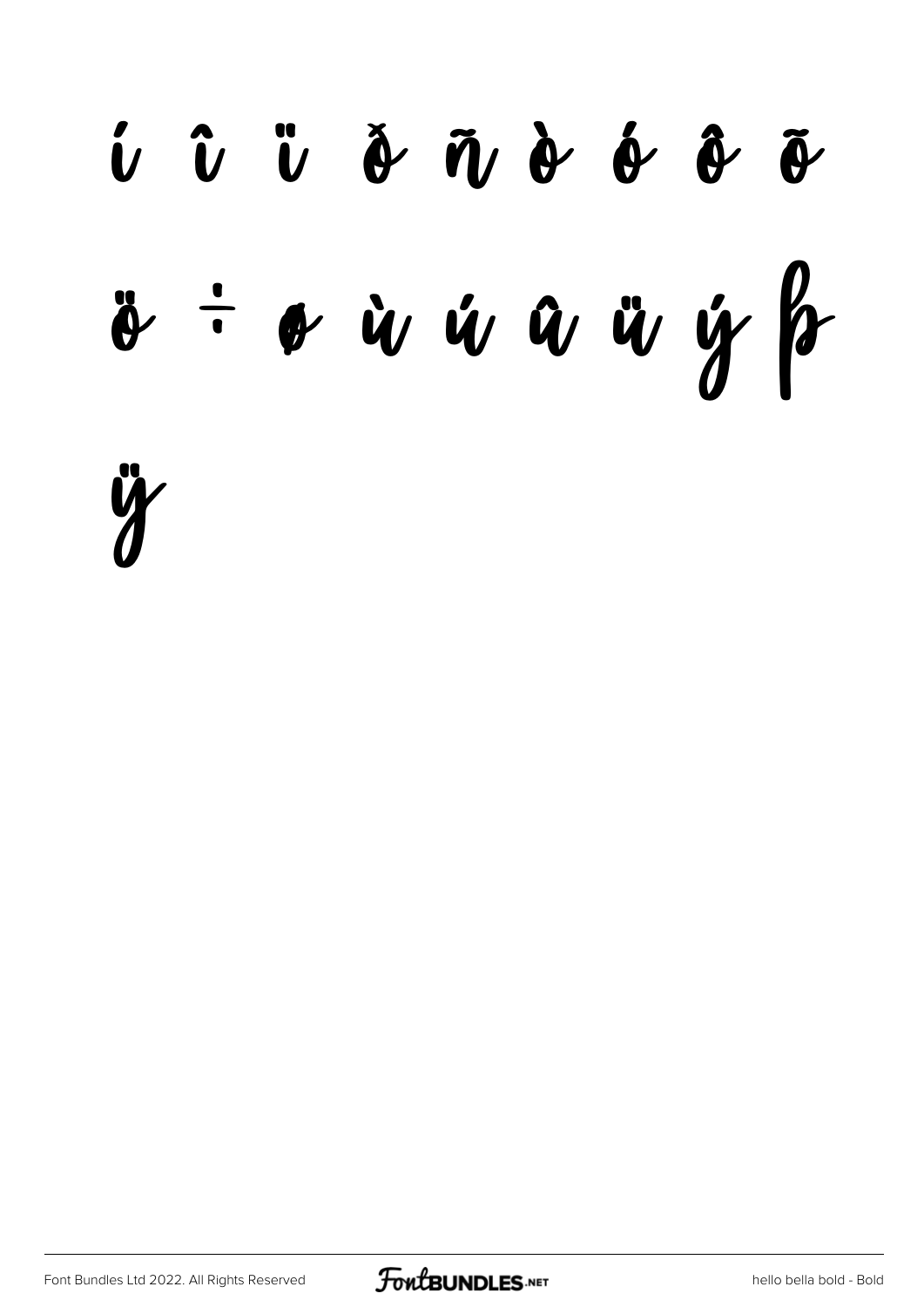í î ï ð ñ ò ó ô õ

ö ÷ ø ù ú û ü ý þ

ÿ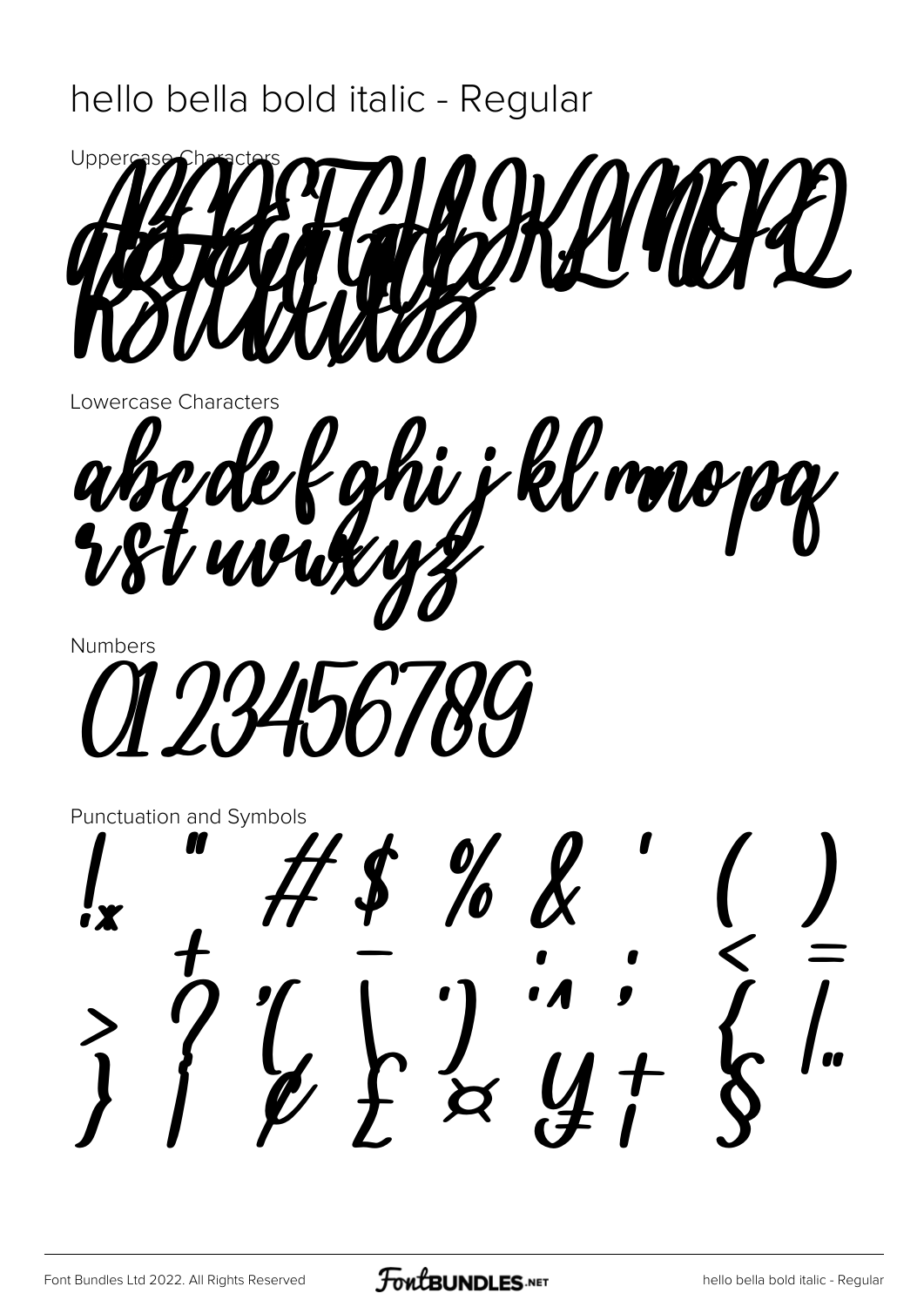hello bella bold italic - Regular

Uppercase Characters

ABCDEFGHIJKLMNOPQ
RSTUVWXYZ

Lowercase Characters

abcdefghijklmnopq
rstuvwxyz

Numbers

0123456789

Punctuation and Symbols

! " # $ % & ' ( )
+ - . ; < =
> ? [ \ ] ^ { |
} ¡ ¢ £ ¤ ¥ † § ¨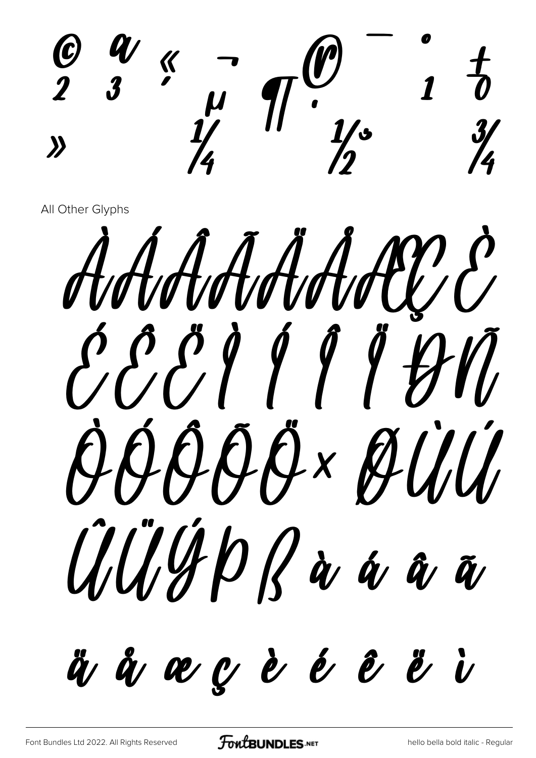© ª « ¬ ® ¯ ° ± ² ³ ´ µ ¶ · ¸ ¹ º » ¼ ½ ¾

All Other Glyphs

À Á Â Ã Ä Å Æ Ç È É Ê Ë Ì Í Î Ï Ð Ñ Ò Ó Ô Õ Ö × Ø Ù Ú Û Ü Ý Þ ß à á â ã ä å æ ç è é ê ë ì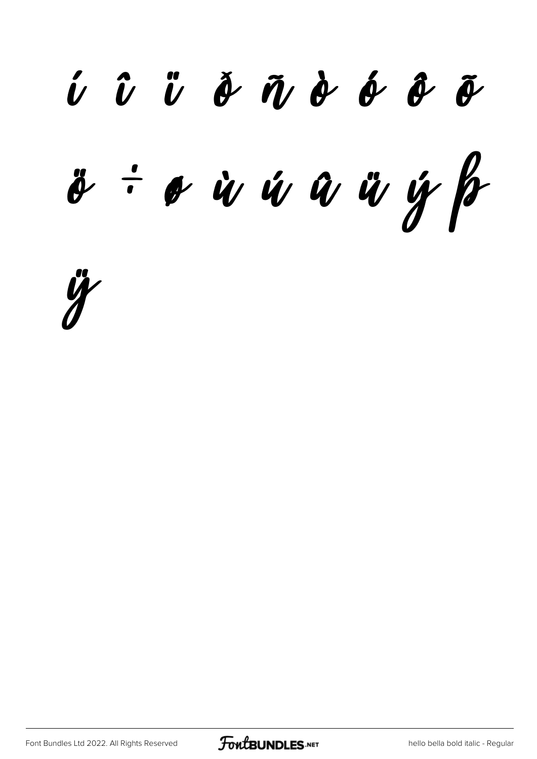í î ï ð ñ ò ó ô õ

ö ÷ ø ù ú û ü ý þ

ÿ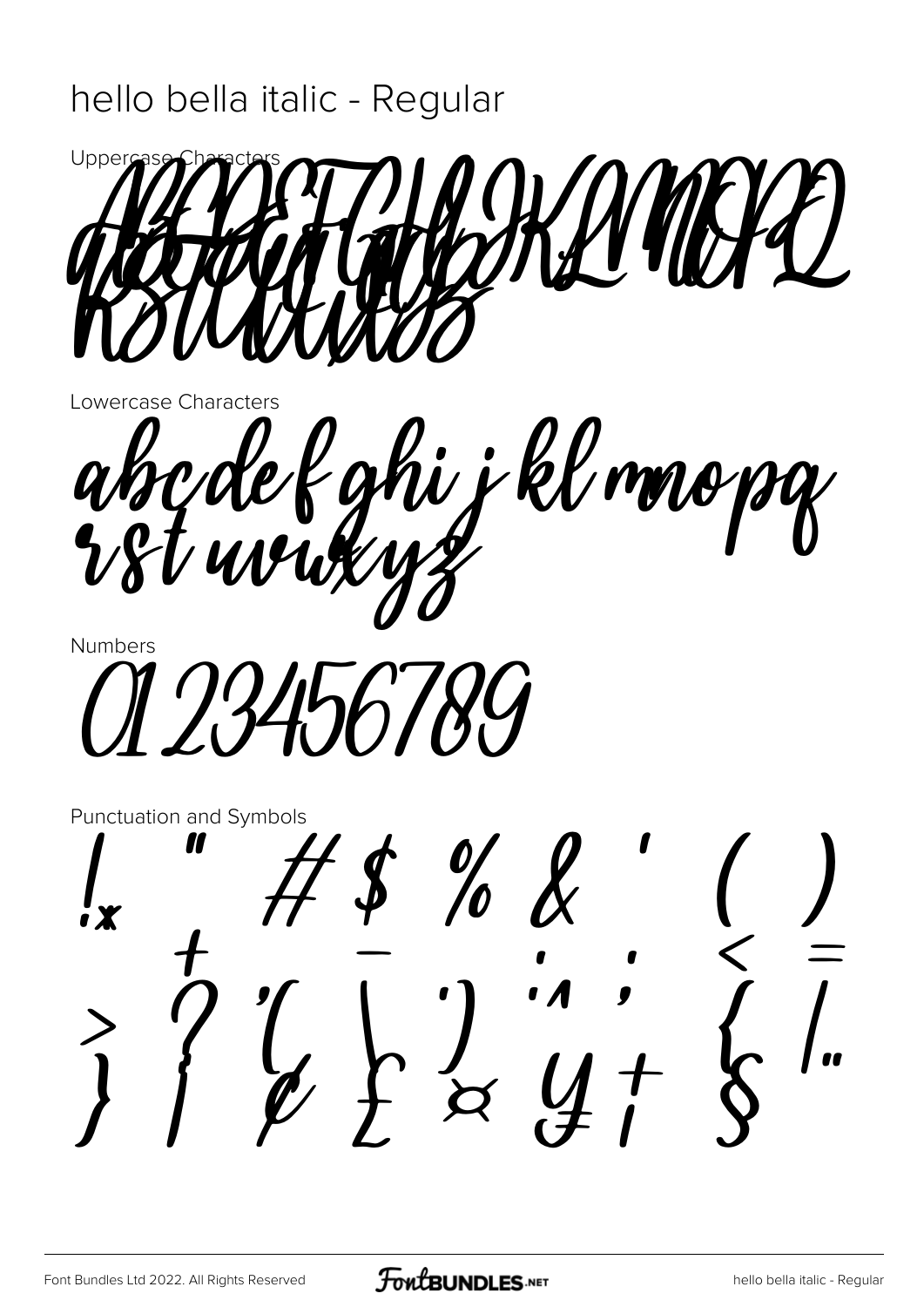# hello bella italic - Regular

## Uppercase Characters

ABCDEFGHIJKLMNOPQRSTUVWXYZ

## Lowercase Characters

abcdefghijklmnopqrstuvwxyz

## Numbers

0123456789

## Punctuation and Symbols

! " # $ % & ' ( ) + - ' ; < = > ? [ \ ] ^ _ { | } ¡ ¢ £ ¤ ¥ ¦ §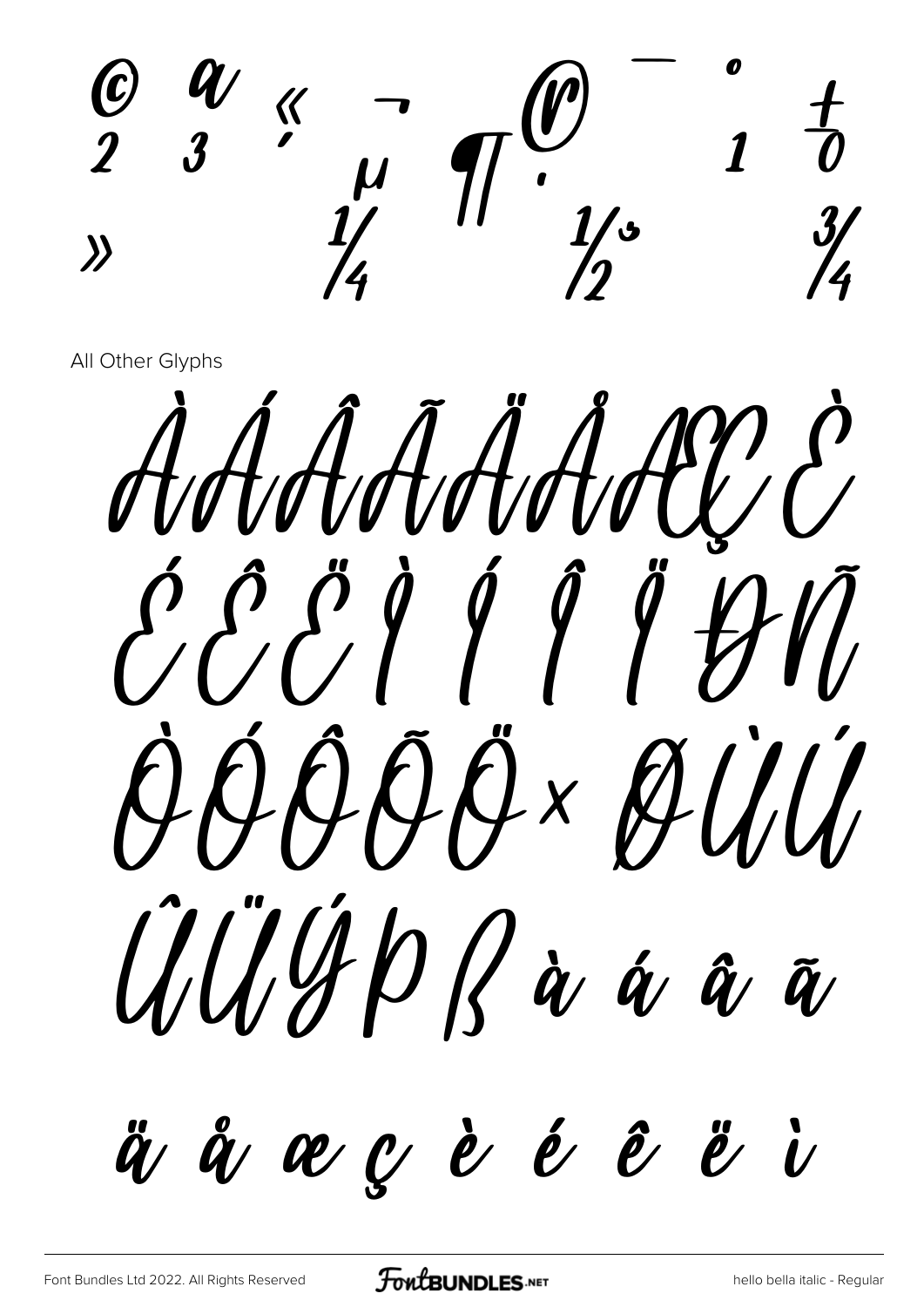© ª « ¬ ® ¯ ° ± ² ³ ´ µ ¶ · ¸ ¹ º » ¼ ½ ¾

All Other Glyphs

À Á Â Ã Ä Å Æ Ç È É Ê Ë Ì Í Î Ï Ð Ñ Ò Ó Ô Õ Ö × Ø Ù Ú Û Ü Ý Þ ß à á â ã ä å æ ç è é ê ë ì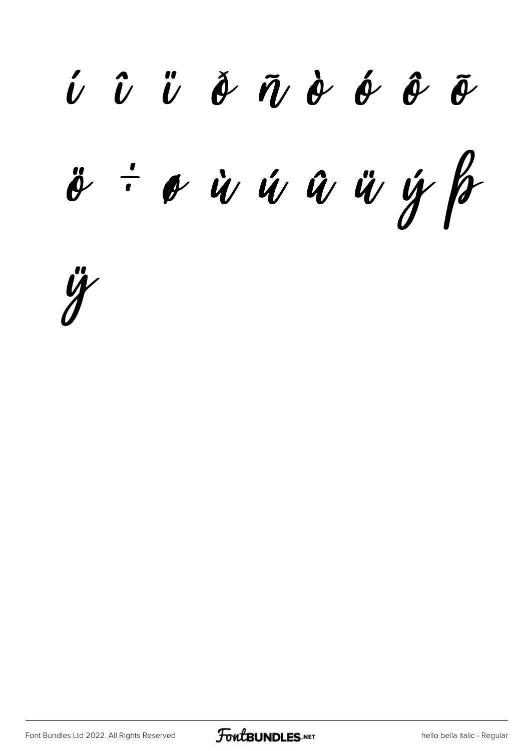í î ï ð ñ ò ó ô õ

ö ÷ ø ù ú û ü ý þ

ÿ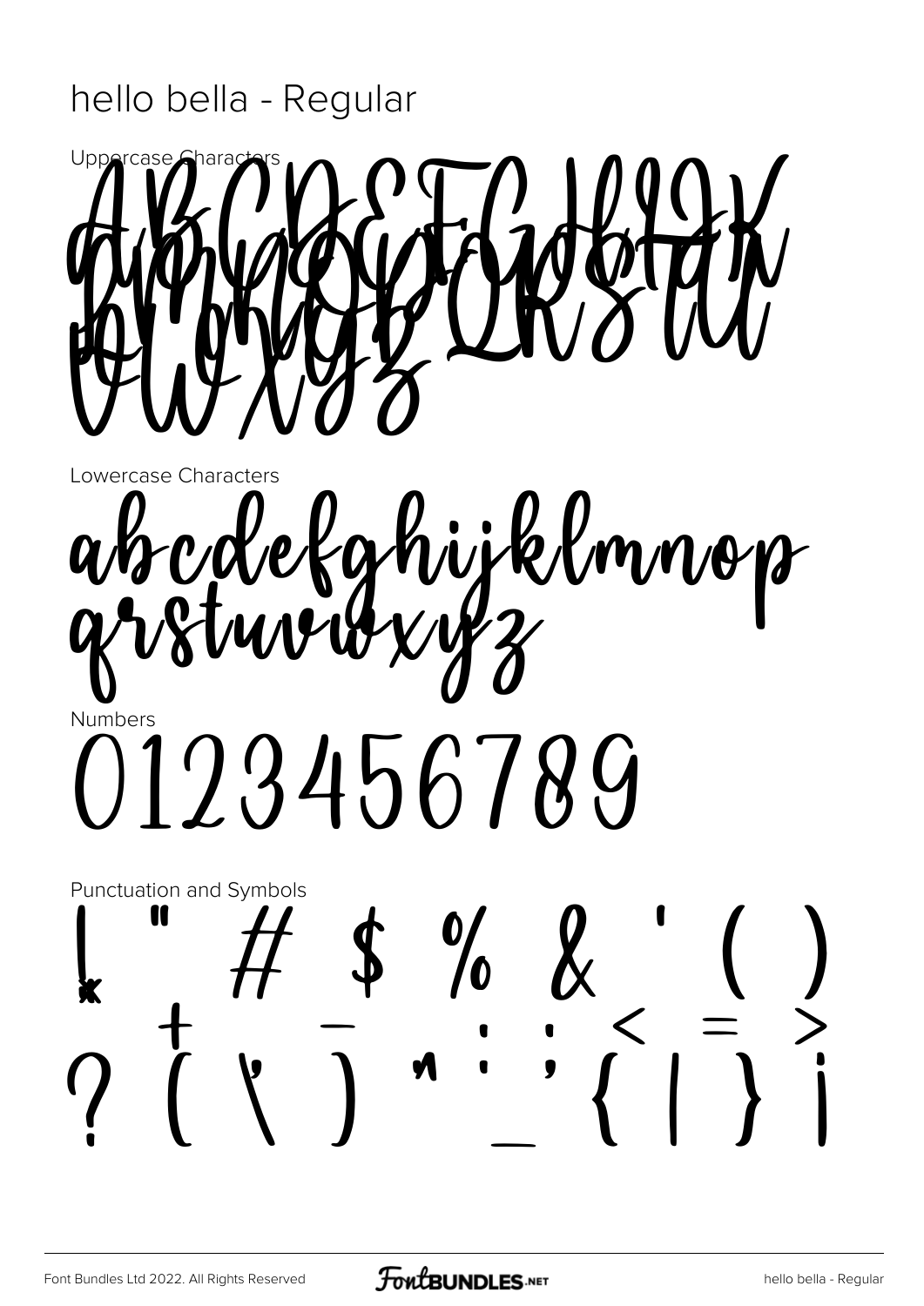# hello bella - Regular

Uppercase Characters

ABCDEFGHIJK
LMNOPQRSTU
VWXYZ

Lowercase Characters

abcdefghijklmnop
qrstuvwxyz

Numbers

0123456789

Punctuation and Symbols

! " # $ % & ' ( )
* + , - . / : ; < = >
? [ \ ] ^ _ ` { | } ¡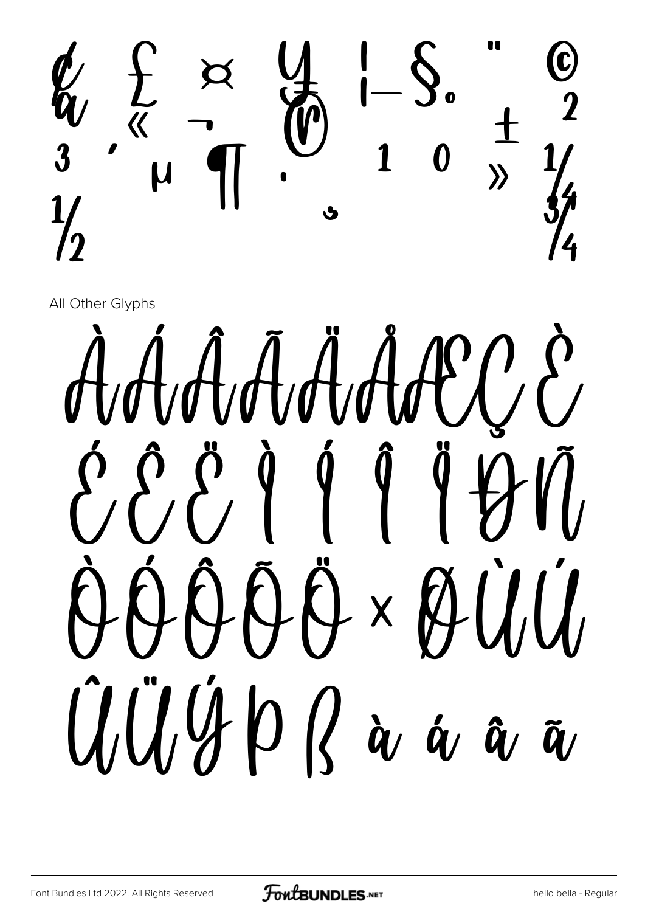¢ £ ¤ ¥ ¦ § ¨ © ª « ¬ ® ¯ ° ± ² ³ ´ µ ¶ · ¸ ¹ º » ¼ ½ ¾

All Other Glyphs

À Á Â Ã Ä Å Æ Ç È É Ê Ë Ì Í Î Ï Ð Ñ Ò Ó Ô Õ Ö × Ø Ù Ú Û Ü Ý Þ ß à á â ã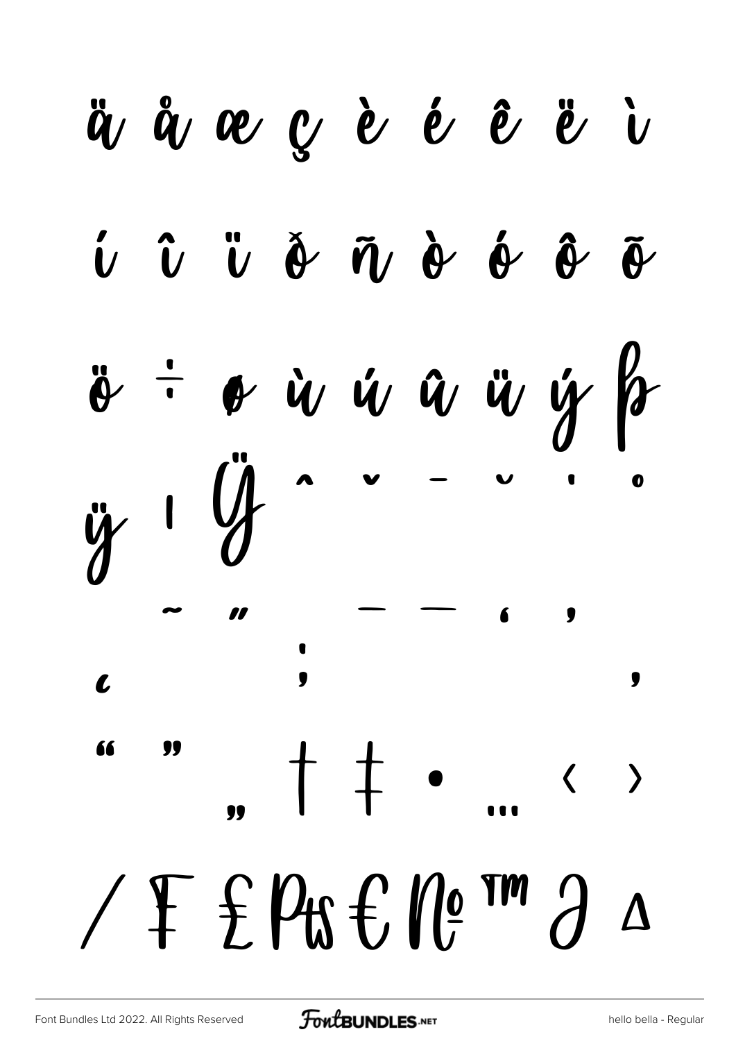ä å æ ç è é ê ë ì

í î ï ð ñ ò ó ô õ

ö ÷ ø ù ú û ü ý þ

ÿ ı Ÿ ˆ ˇ ¯ ˘ ˙ ˚

˜ ˝ – — ‘ ’

‚ ;

“ ” „ † ‡ • … ‹ ›

/ ₣ ₤ ₧ € № ™ ∂ ∆

Font Bundles Ltd 2022. All Rights Reserved

hello bella - Regular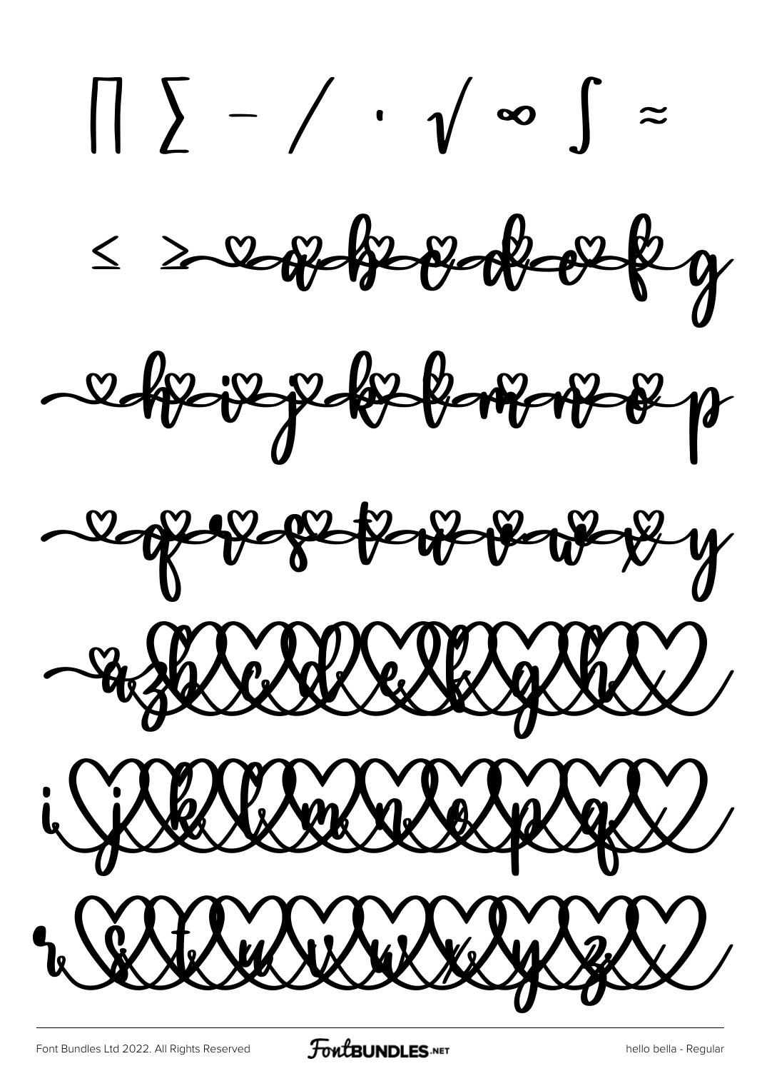∏ ∑ − / · √ ∞ ∫ ≈

≤ ≥ a b c d e f g

h i j k l m n o p

q r s t u v w x y

a b c d e f g h

i j k l m n o p q

r s t u v w x y z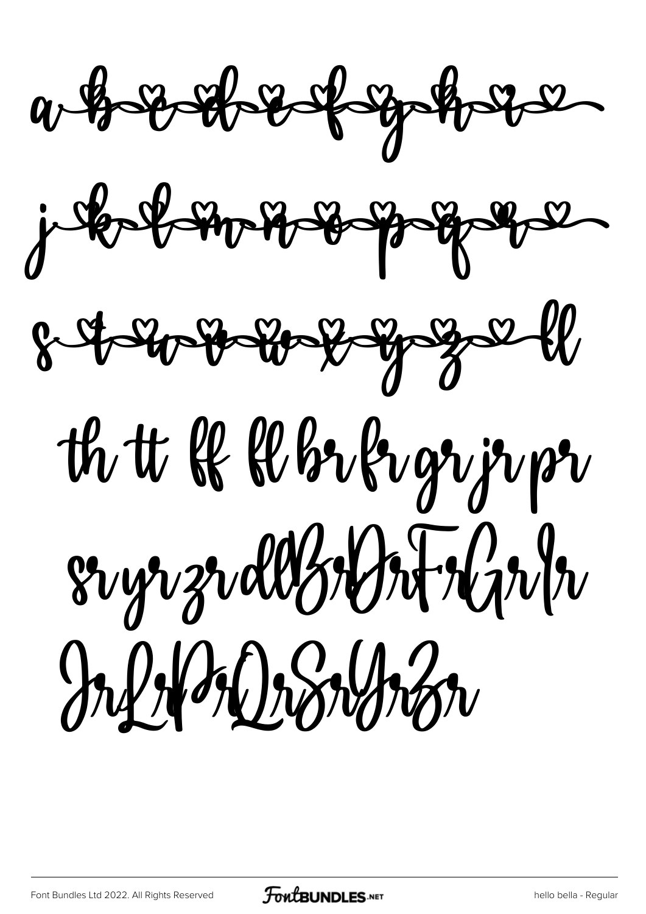a b c d e f g h i

j k l m n o p q r

s t u v w x y z ll

th tt ff fl br fr gr jr pr

sr yr zr dl Br Dr Fr Gr Ir

Jr Lr Pr Qr Sr Yr Zr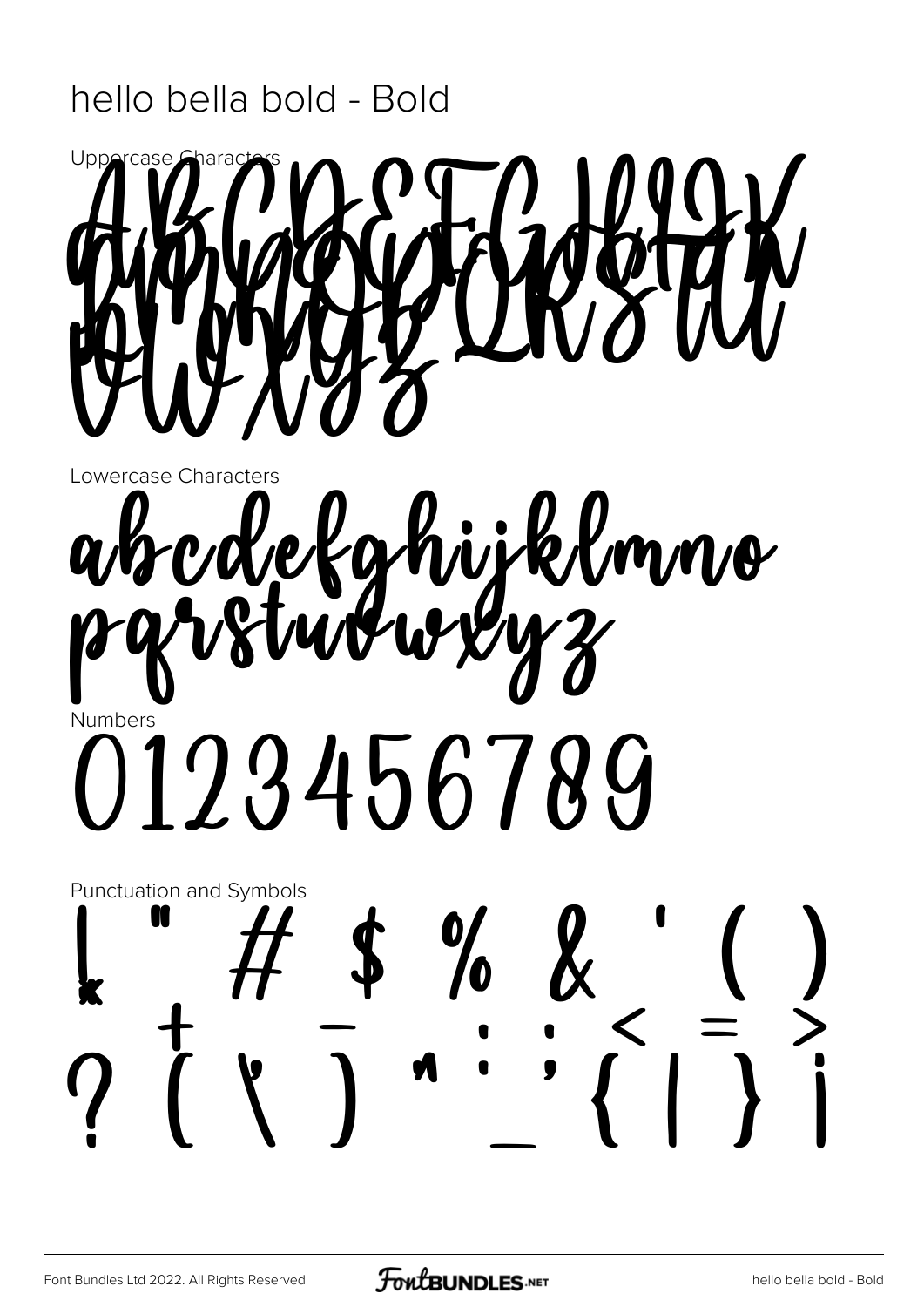# hello bella bold - Bold

Uppercase Characters

ABCDEFGHIJK
LMNOPQRSTU
VWXYZ

Lowercase Characters

abcdefghijklmno
pqrstuvwxyz

Numbers

0123456789

Punctuation and Symbols

! " # $ % & ' ( )
+ - : ; < = >
? [ \ ] ^ _ { | } ¡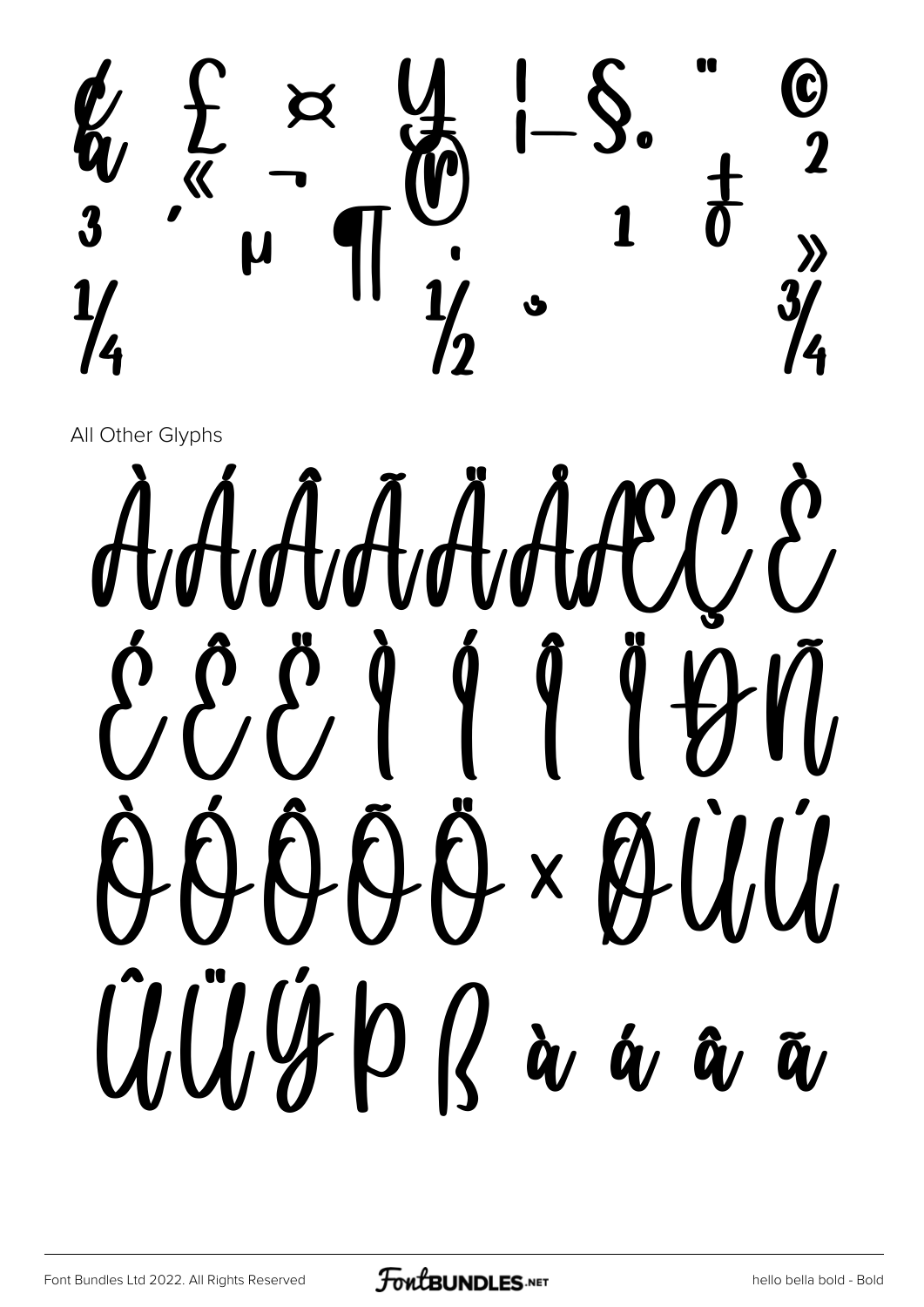¢ £ ¤ ¥ ¦ § ¨ © ª « ¬ ® ¯ ° ± ² ³ ´ µ ¶ · ¸ ¹ º » ¼ ½ ¾

All Other Glyphs

À Á Â Ã Ä Å Æ Ç È É Ê Ë Ì Í Î Ï Ð Ñ Ò Ó Ô Õ Ö × Ø Ù Ú Û Ü Ý Þ ß à á â ã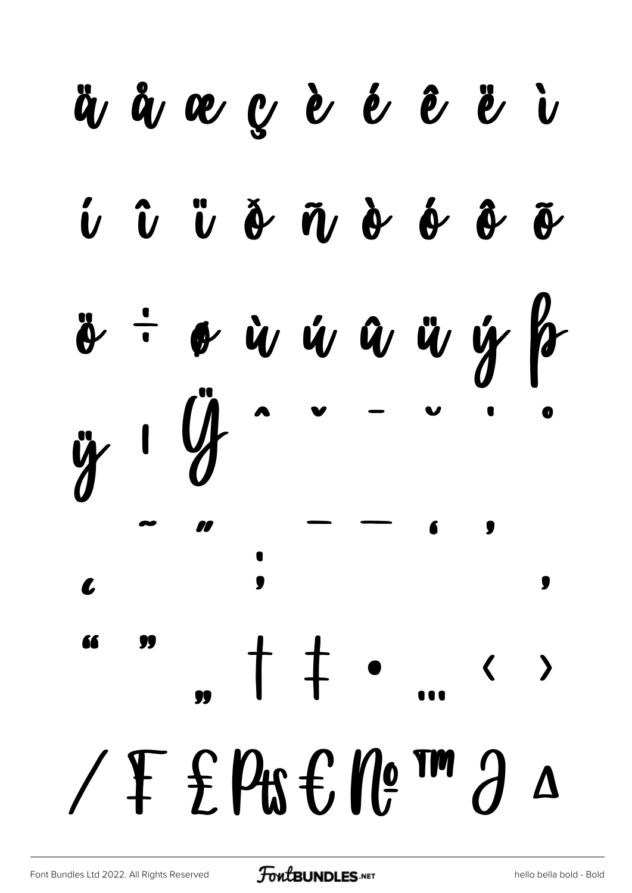ä å æ ç è é ê ë ì

í î ï ð ñ ò ó ô õ

ö ÷ ø ù ú û ü ý þ

ÿ ı Ÿ ˆ ˇ ˉ ˘ ˙ ˚

˛ ˜ ˝ ; – — ‘ ’

‚ “ ” „ † ‡ • … ‹ ›

⁄ ₣ ₤ ₧ € № ™ ∂ ∆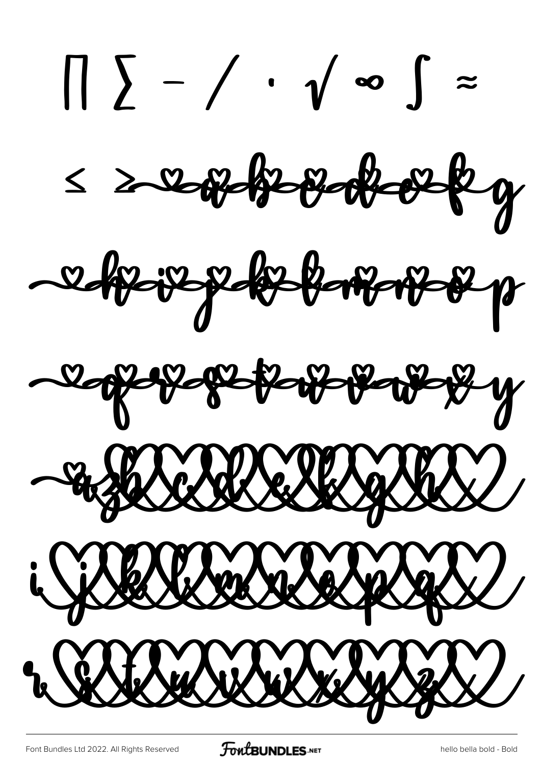∏ ∑ − / · √ ∞ ∫ ≈

≤ ≥ a b c d e f g

h i j k l m n o p

q r s t u v w x y

a b c d e f g h

i j k l m n o p q

r s t u v w x y z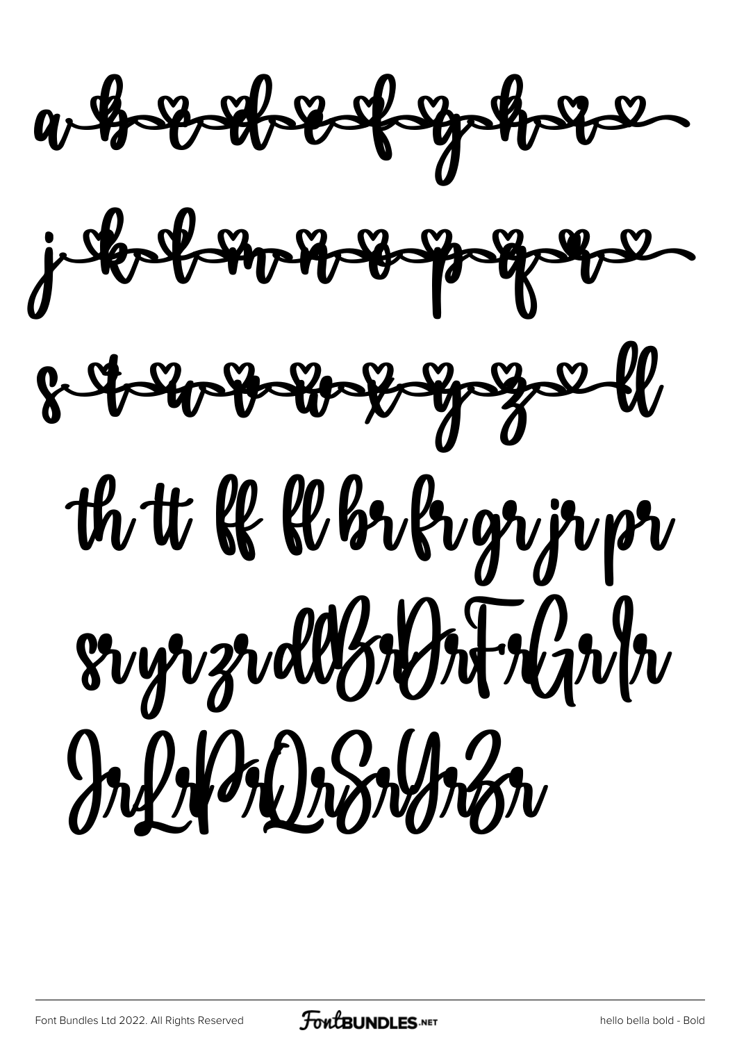a b c d e f g h i

j k l m n o p q r

s t u v w x y z ll

th tt ff fl br fr gr jr pr

sr yr zr dl Br Dr Fr Gr Ir

Jr Lr Pr Qr Sr Yr Zr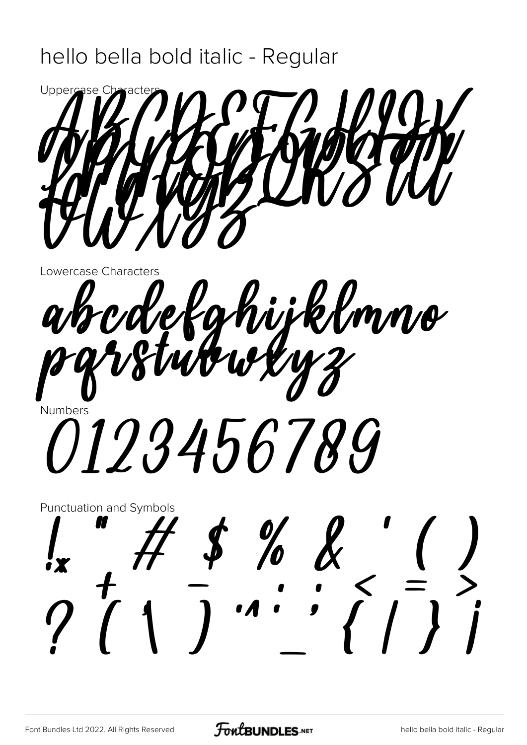# hello bella bold italic - Regular

Uppercase Characters

ABCDEFGHIJK
LMNOPQRSTU
VWXYZ

Lowercase Characters

abcdefghijklmno
pqrstuvwxyz

Numbers

0123456789

Punctuation and Symbols

! " # $ % & ' ( )
? [ \ ] ^ _ ` { | } ¡

+ - : ; < = >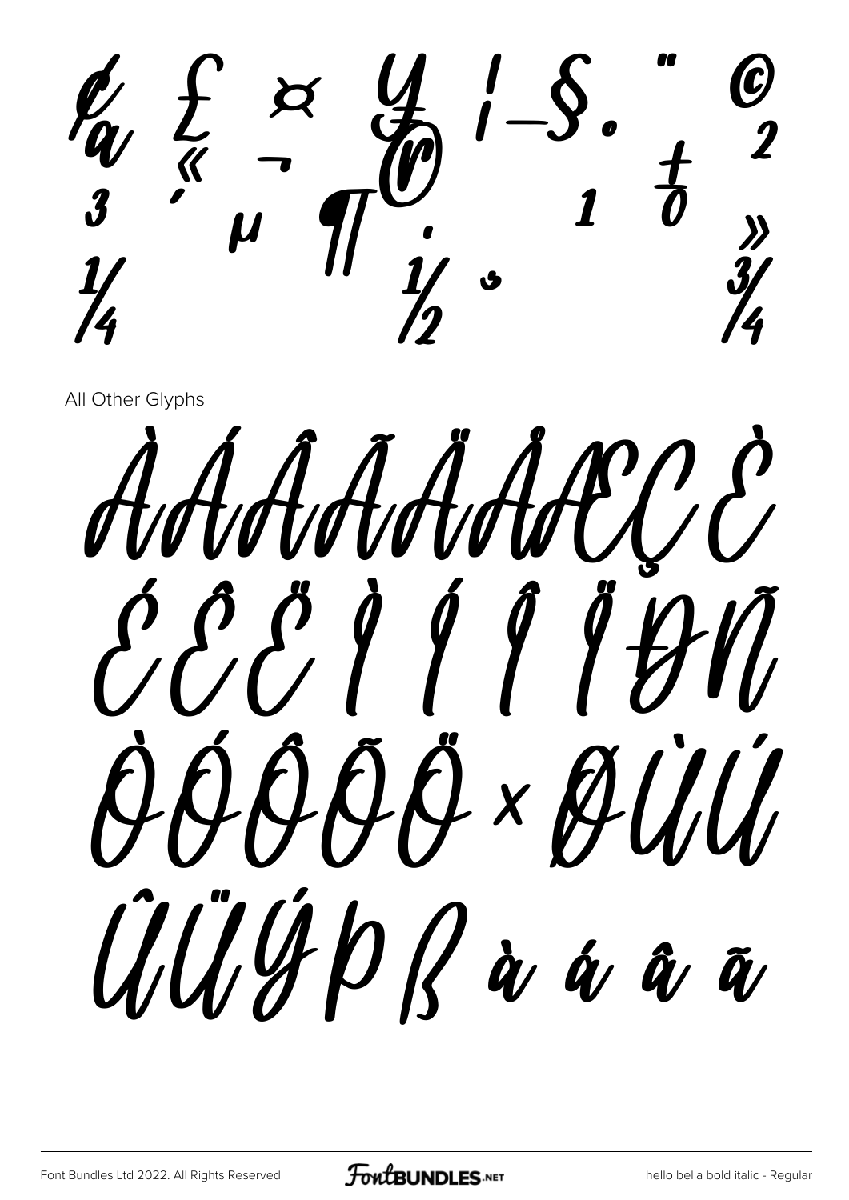¢ £ ¤ ¥ ¦ § ¨ © ª « ¬ ® ¯ ° ± ² ³ ´ µ ¶ · ¸ ¹ º » ¼ ½ ¾

All Other Glyphs

À Á Â Ã Ä Å Æ Ç È

É Ê Ë Ì Í Î Ï Ð Ñ

Ò Ó Ô Õ Ö × Ø Ù Ú

Û Ü Ý Þ ß à á â ã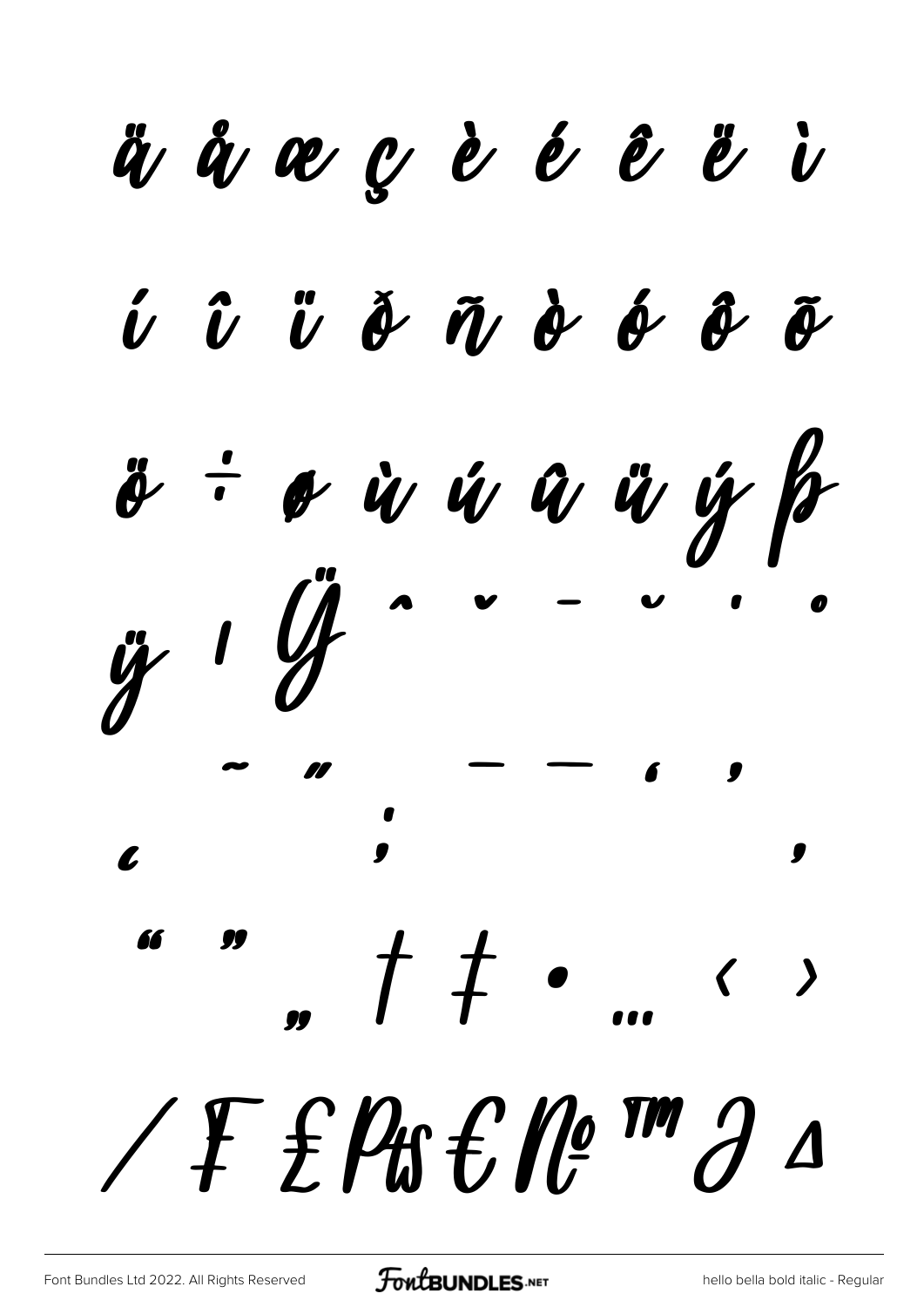ä å æ ç è é ê ë ì

í î ï ð ñ ò ó ô õ

ö ÷ ø ù ú û ü ý þ

ÿ ı Ÿ ˆ ˇ ˉ ˘ ˙ ˚

˜ ˝ – — ‘ ’

‚ ; ,

“ ” „ † ‡ • … ‹ ›

⁄ ₣ ₤ ₧ € № ™ ∂ ∆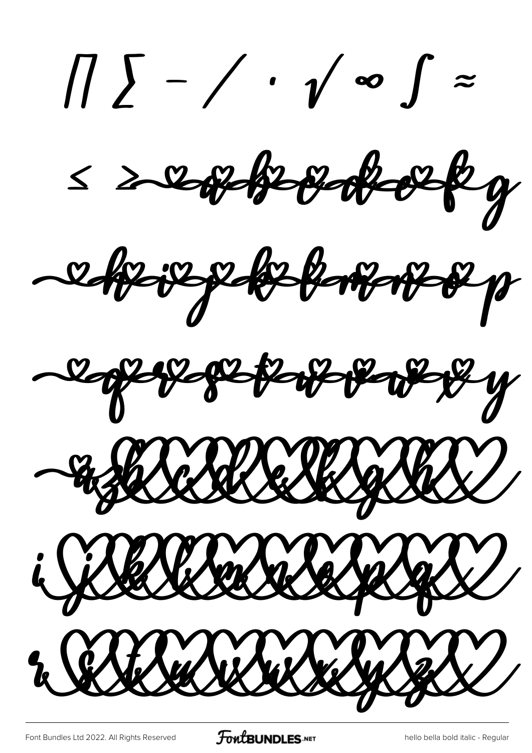∏ ∑ − ∕ · √ ∞ ∫ ≈

≤ ≥ a b c d e f g

h i j k l m n o p

q r s t u v w x y

z a b c d e f g h

i j k l m n o p q

r s t u v w x y z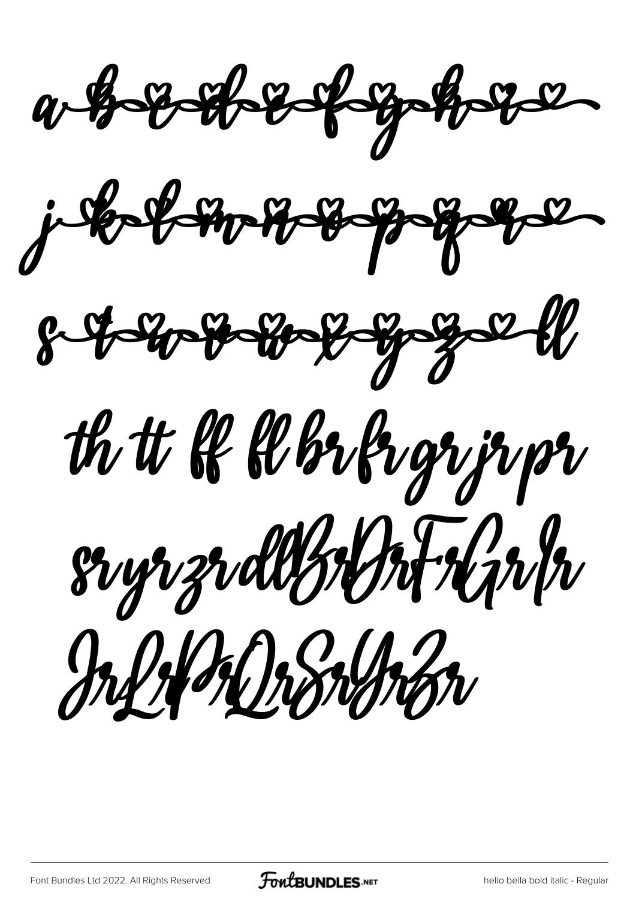a b c d e f g h i

j k l m n o p q r

s t u v w x y z ll

th tt ff fl br fr gr jr pr

sr yr zr dl Br Dr Fr Gr Ir

Jr Lr Pr Qr Sr Yr Zr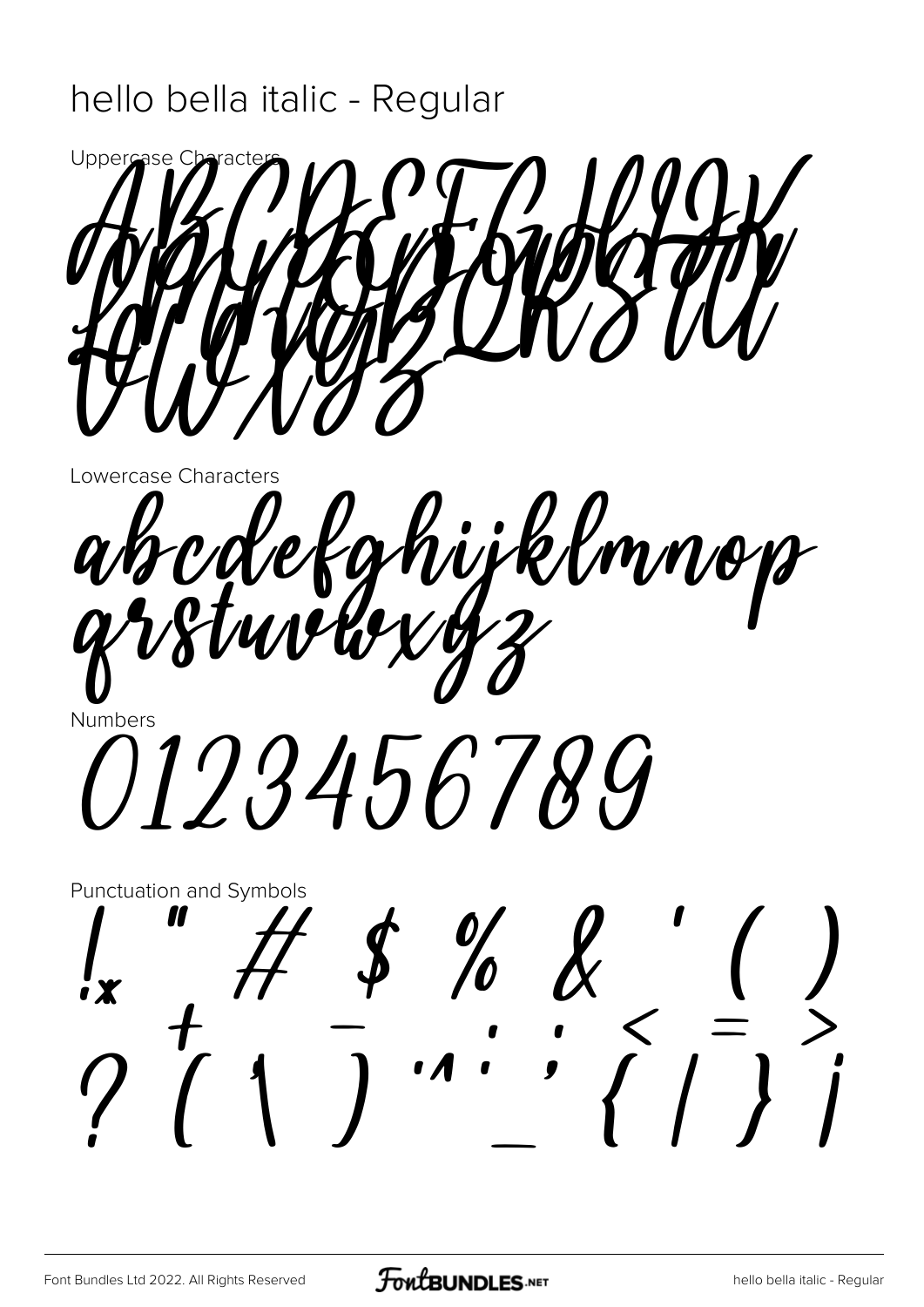hello bella italic - Regular

Uppercase Characters

ABCDEFGHIJK
LMNOPQRSTU
VWXYZ

Lowercase Characters

abcdefghijklmnop
qrstuvwxyz

Numbers

0123456789

Punctuation and Symbols

! " # $ % & ' ( ) * + , - . / : ; < = > ? [ \ ] ^ _ ` { | } ¡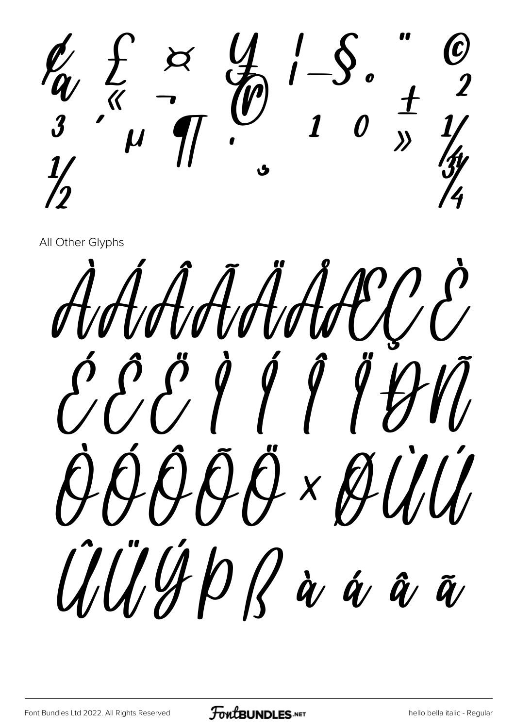¢ £ ¤ ¥ ¦ § ¨ © ª « ¬ ® ¯ ° ± ² ³ ´ µ ¶ · ¸ ¹ º » ¼ ½ ¾

All Other Glyphs

À Á Â Ã Ä Å Æ Ç È É Ê Ë Ì Í Î Ï Ð Ñ Ò Ó Ô Õ Ö × Ø Ù Ú Û Ü Ý Þ ß à á â ã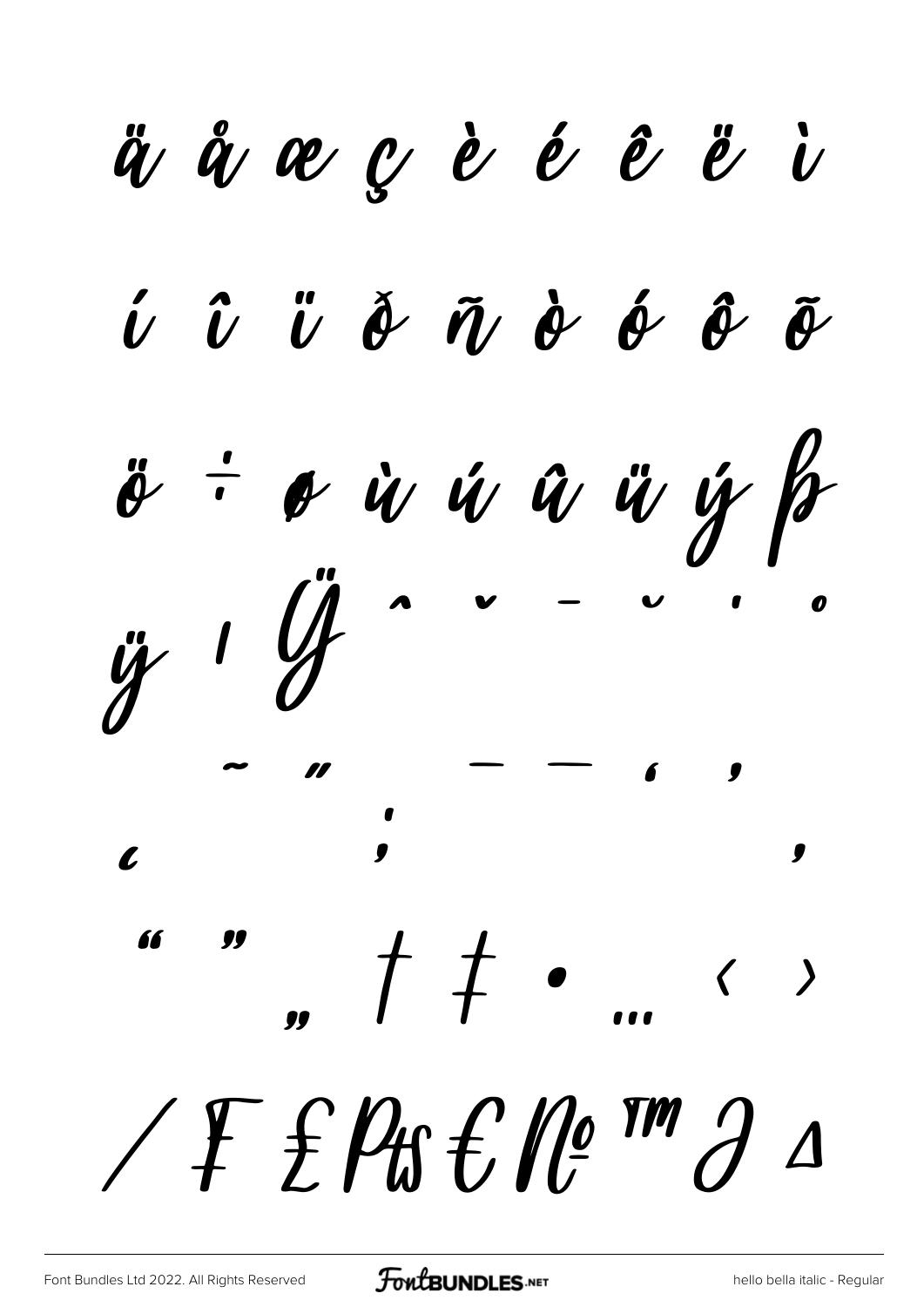ä å æ ç è é ê ë ì

í î ï ð ñ ò ó ô õ

ö ÷ ø ù ú û ü ý þ

ÿ ı Ÿ ˆ ˇ ¯ ˘ ˙ ˚

˜ ˝ – — ‘ ’

‚ ; ’

“ ” „ † ‡ • … ‹ ›

⁄ ₣ ₤ ₧ € № ™ ∂ ∆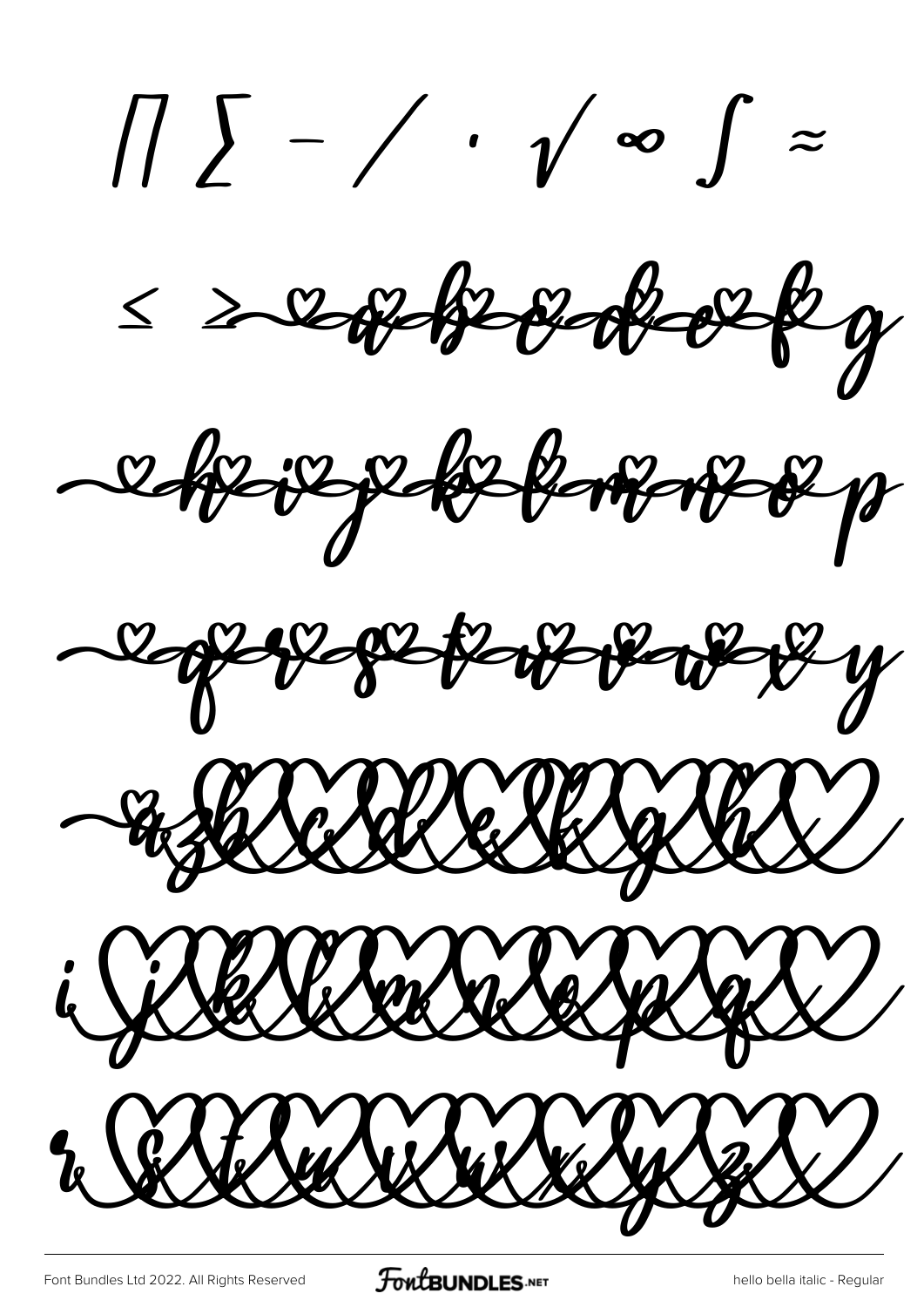∏ ∑ − / · √ ∞ ∫ ≈

≤ ≥ a b c d e f g

h i j k l m n o p

q r s t u v w x y

a b c d e f g h

i j k l m n o p q

r s t u v w x y z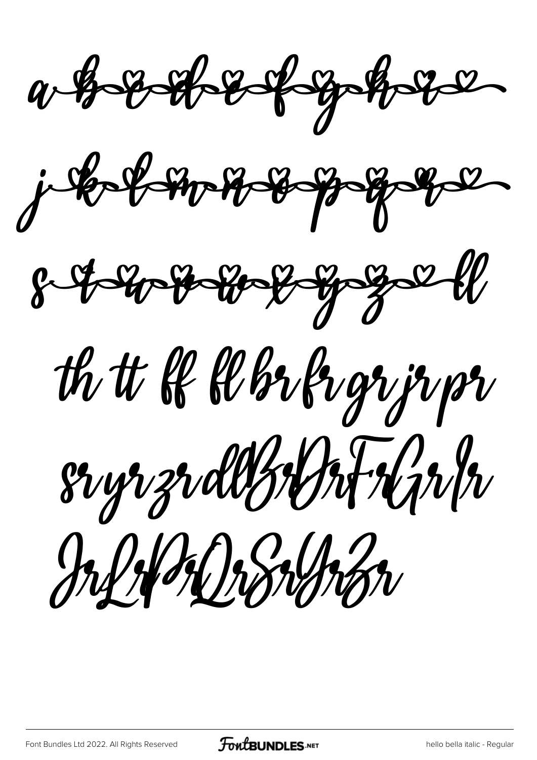a b c d e f g h i

j k l m n o p q r

s t u v w x y z ll

th tt ff fl br fr gr jr pr

sr yr zr dl Br Dr Fr Gr Ir

Jr Lr Pr Qr Sr Yr Zr